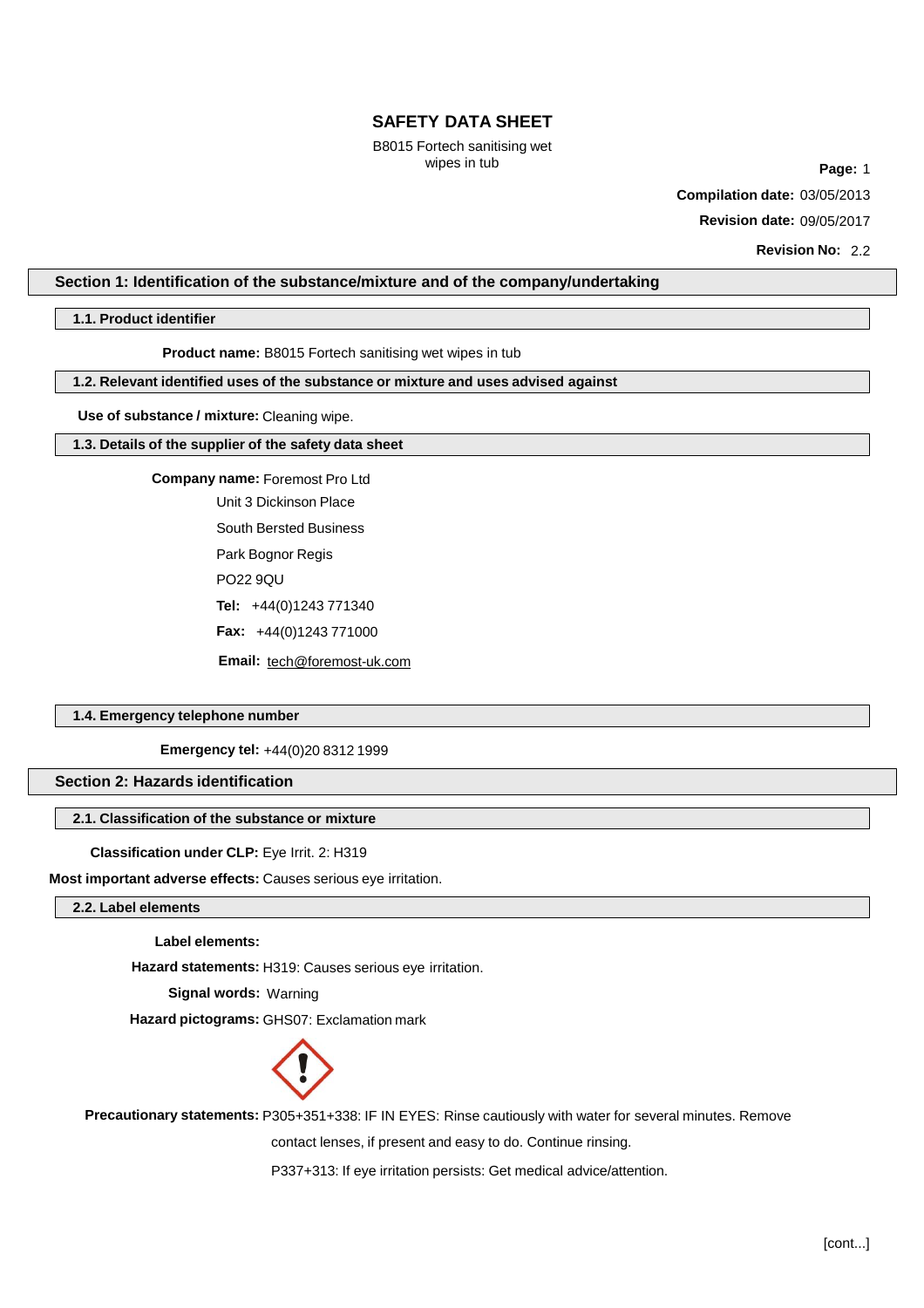# SAFETY DATA SHEET

B8015 Fortech sanitising wet wipes in tub

**Compilation date:** 03/05/2013

**Revision date:** 09/05/2017

**Revision No:** 2.2

## Section 1: Identification of the substance/mixture and of the company/undertaking

### 1.1. Product identifier

**Product name:** B8015 Fortech sanitising wet wipes in tub

### 1.2. Relevant identified uses of the substance or mixture and uses advised against

**Use of substance / mixture:** Cleaning wipe.

### 1.3. Details of the supplier of the safety data sheet

**Company name:** Foremost Pro Ltd

Unit 3 Dickinson Place

South Bersted Business

Park Bognor Regis

PO22 9QU

**Tel:** +44(0)1243 771340

**Fax:** +44(0)1243 771000

**Email:** tech@foremost-uk.com

### 1.4. Emergency telephone number

**Emergency tel:** +44(0)20 8312 1999

## Section 2: Hazards identification

### 2.1. Classification of the substance or mixture

**Classification under CLP:** Eye Irrit. 2: H319

**Most important adverse effects:** Causes serious eye irritation.

### 2.2. Label elements

**Label elements:**

**Hazard statements:** H319: Causes serious eye irritation.

**Signal words:** Warning

**Hazard pictograms:** GHS07: Exclamation mark

**Precautionary statements:** P305+351+338: IF IN EYES: Rinse cautiously with water for several minutes. Remove contact lenses, if present and easy to do. Continue rinsing.

P337+313: If eye irritation persists: Get medical advice/attention.

[cont...]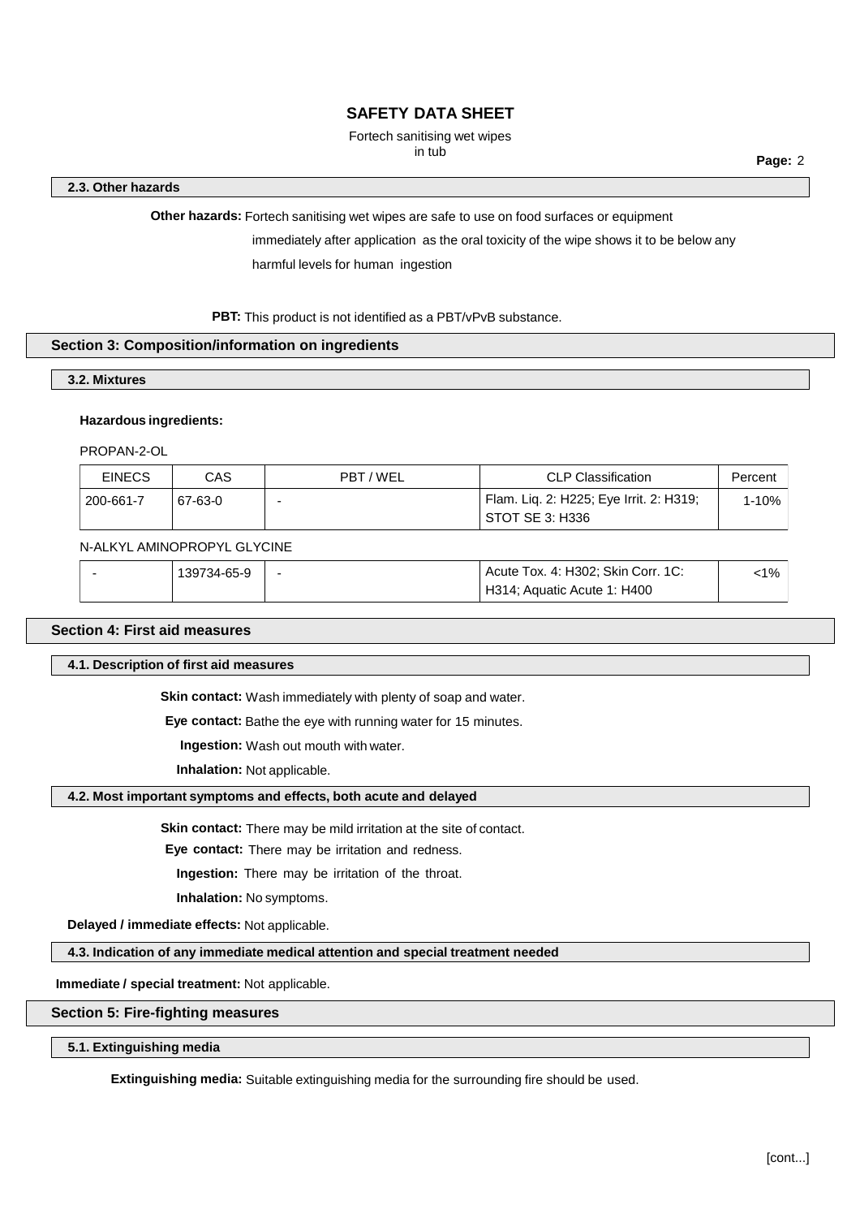### 2.3. Other hazards

**Other hazards:** Fortech sanitising wet wipes are safe to use on food surfaces or equipment immediately after application as the oral toxicity of the wipe shows it to be below any harmful levels for human ingestion

**PBT:** This product is not identified as a PBT/vPvB substance.

## Section 3: Composition/information on ingredients

### 3.2. Mixtures

**Hazardous ingredients:**

PROPAN-2-OL

| EINECS | CAS | PBT / WEL | CLP Classification | Percent |
|---|---|---|---|---|
| 200-661-7 | 67-63-0 | - | Flam. Liq. 2: H225; Eye Irrit. 2: H319; STOT SE 3: H336 | 1-10% |

N-ALKYL AMINOPROPYL GLYCINE

| EINECS | CAS | PBT / WEL | CLP Classification | Percent |
|---|---|---|---|---|
| - | 139734-65-9 | - | Acute Tox. 4: H302; Skin Corr. 1C: H314; Aquatic Acute 1: H400 | <1% |

## Section 4: First aid measures

### 4.1. Description of first aid measures

**Skin contact:** Wash immediately with plenty of soap and water.

**Eye contact:** Bathe the eye with running water for 15 minutes.

**Ingestion:** Wash out mouth with water.

**Inhalation:** Not applicable.

### 4.2. Most important symptoms and effects, both acute and delayed

**Skin contact:** There may be mild irritation at the site of contact.

**Eye contact:** There may be irritation and redness.

**Ingestion:** There may be irritation of the throat.

**Inhalation:** No symptoms.

**Delayed / immediate effects:** Not applicable.

### 4.3. Indication of any immediate medical attention and special treatment needed

**Immediate / special treatment:** Not applicable.

## Section 5: Fire-fighting measures

### 5.1. Extinguishing media

**Extinguishing media:** Suitable extinguishing media for the surrounding fire should be used.

[cont...]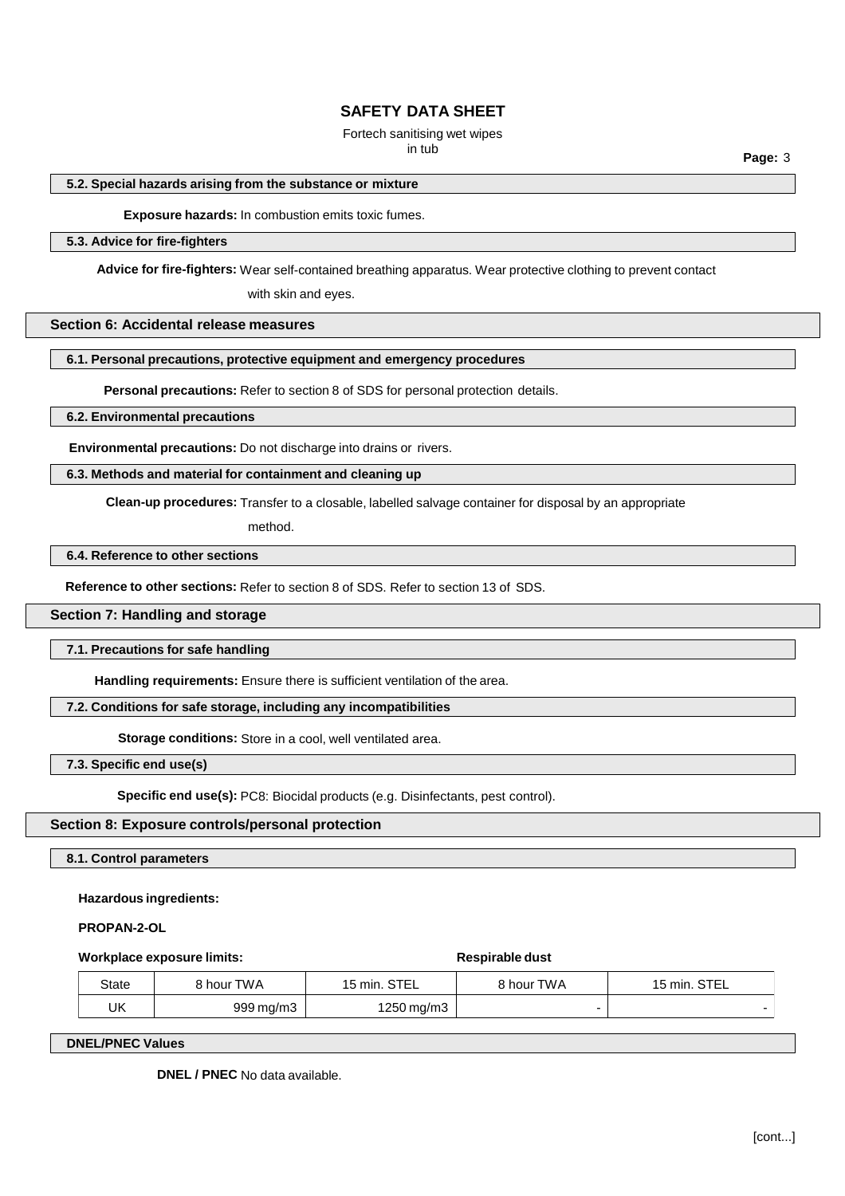#### 5.2. Special hazards arising from the substance or mixture

**Exposure hazards:** In combustion emits toxic fumes.

#### 5.3. Advice for fire-fighters

**Advice for fire-fighters:** Wear self-contained breathing apparatus. Wear protective clothing to prevent contact with skin and eyes.

### Section 6: Accidental release measures

#### 6.1. Personal precautions, protective equipment and emergency procedures

**Personal precautions:** Refer to section 8 of SDS for personal protection details.

#### 6.2. Environmental precautions

**Environmental precautions:** Do not discharge into drains or rivers.

#### 6.3. Methods and material for containment and cleaning up

**Clean-up procedures:** Transfer to a closable, labelled salvage container for disposal by an appropriate method.

#### 6.4. Reference to other sections

**Reference to other sections:** Refer to section 8 of SDS. Refer to section 13 of SDS.

### Section 7: Handling and storage

#### 7.1. Precautions for safe handling

**Handling requirements:** Ensure there is sufficient ventilation of the area.

#### 7.2. Conditions for safe storage, including any incompatibilities

**Storage conditions:** Store in a cool, well ventilated area.

#### 7.3. Specific end use(s)

**Specific end use(s):** PC8: Biocidal products (e.g. Disinfectants, pest control).

### Section 8: Exposure controls/personal protection

#### 8.1. Control parameters

**Hazardous ingredients:**

**PROPAN-2-OL**

| **Workplace exposure limits:** | | | **Respirable dust** | |
|---|---|---|---|---|
| State | 8 hour TWA | 15 min. STEL | 8 hour TWA | 15 min. STEL |
| UK | 999 mg/m3 | 1250 mg/m3 | - | - |

#### DNEL/PNEC Values

**DNEL / PNEC** No data available.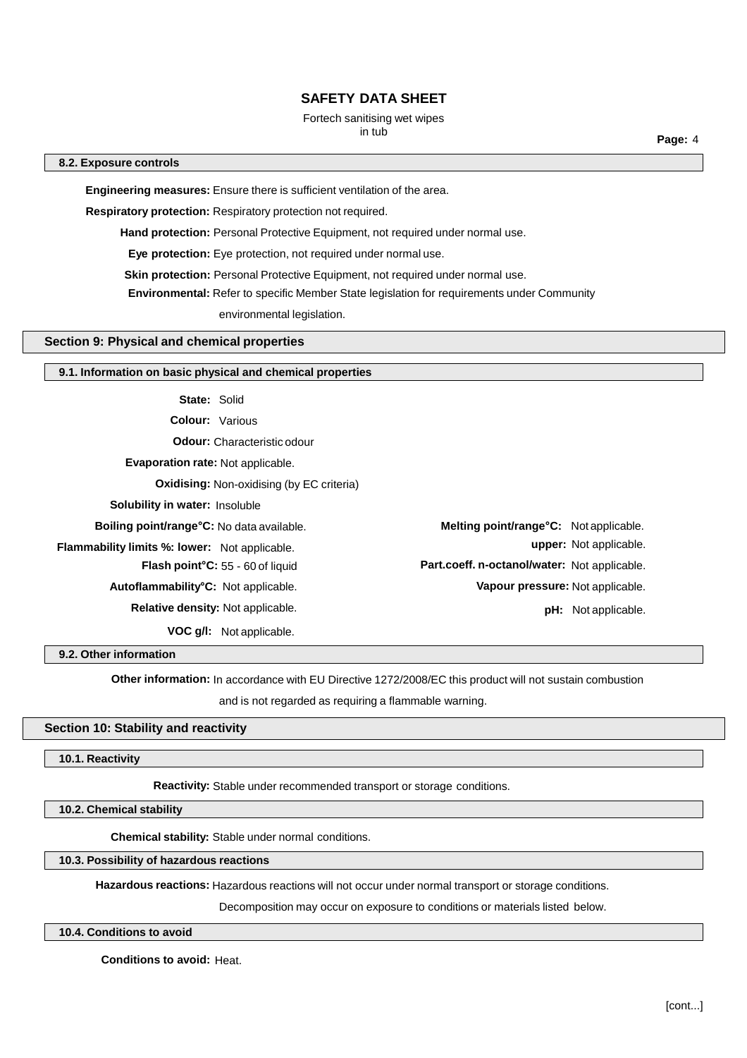### 8.2. Exposure controls

**Engineering measures:** Ensure there is sufficient ventilation of the area.

**Respiratory protection:** Respiratory protection not required.

**Hand protection:** Personal Protective Equipment, not required under normal use.

**Eye protection:** Eye protection, not required under normal use.

**Skin protection:** Personal Protective Equipment, not required under normal use.

**Environmental:** Refer to specific Member State legislation for requirements under Community environmental legislation.

## Section 9: Physical and chemical properties

### 9.1. Information on basic physical and chemical properties

**State:** Solid

**Colour:** Various

**Odour:** Characteristic odour

**Evaporation rate:** Not applicable.

**Oxidising:** Non-oxidising (by EC criteria)

**Solubility in water:** Insoluble

**Boiling point/range°C:** No data available.

**Melting point/range°C:** Not applicable.

**Flammability limits %: lower:** Not applicable.

**upper:** Not applicable.

**Flash point°C:** 55 - 60 of liquid

**Part.coeff. n-octanol/water:** Not applicable.

**Autoflammability°C:** Not applicable.

**Vapour pressure:** Not applicable.

**Relative density:** Not applicable.

**pH:** Not applicable.

**VOC g/l:** Not applicable.

### 9.2. Other information

**Other information:** In accordance with EU Directive 1272/2008/EC this product will not sustain combustion and is not regarded as requiring a flammable warning.

## Section 10: Stability and reactivity

### 10.1. Reactivity

**Reactivity:** Stable under recommended transport or storage conditions.

### 10.2. Chemical stability

**Chemical stability:** Stable under normal conditions.

### 10.3. Possibility of hazardous reactions

**Hazardous reactions:** Hazardous reactions will not occur under normal transport or storage conditions.

Decomposition may occur on exposure to conditions or materials listed below.

### 10.4. Conditions to avoid

**Conditions to avoid:** Heat.

[cont...]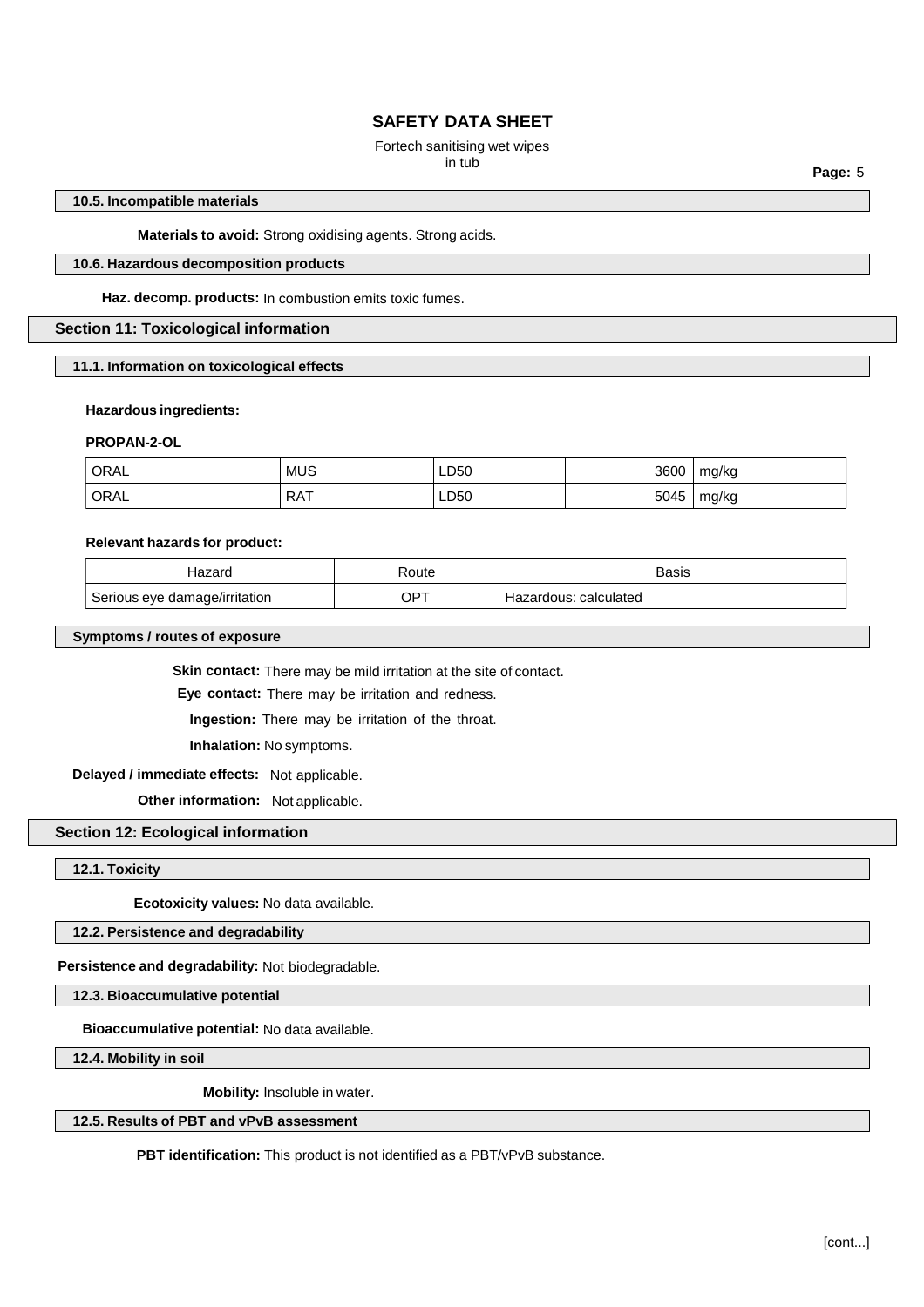### 10.5. Incompatible materials

**Materials to avoid:** Strong oxidising agents. Strong acids.

### 10.6. Hazardous decomposition products

**Haz. decomp. products:** In combustion emits toxic fumes.

## Section 11: Toxicological information

### 11.1. Information on toxicological effects

**Hazardous ingredients:**

**PROPAN-2-OL**

| | | | | |
|---|---|---|---|---|
| ORAL | MUS | LD50 | 3600 | mg/kg |
| ORAL | RAT | LD50 | 5045 | mg/kg |

**Relevant hazards for product:**

| Hazard | Route | Basis |
|---|---|---|
| Serious eye damage/irritation | OPT | Hazardous: calculated |

### Symptoms / routes of exposure

**Skin contact:** There may be mild irritation at the site of contact.

**Eye contact:** There may be irritation and redness.

**Ingestion:** There may be irritation of the throat.

**Inhalation:** No symptoms.

**Delayed / immediate effects:** Not applicable.

**Other information:** Not applicable.

## Section 12: Ecological information

### 12.1. Toxicity

**Ecotoxicity values:** No data available.

### 12.2. Persistence and degradability

**Persistence and degradability:** Not biodegradable.

### 12.3. Bioaccumulative potential

**Bioaccumulative potential:** No data available.

### 12.4. Mobility in soil

**Mobility:** Insoluble in water.

### 12.5. Results of PBT and vPvB assessment

**PBT identification:** This product is not identified as a PBT/vPvB substance.

[cont...]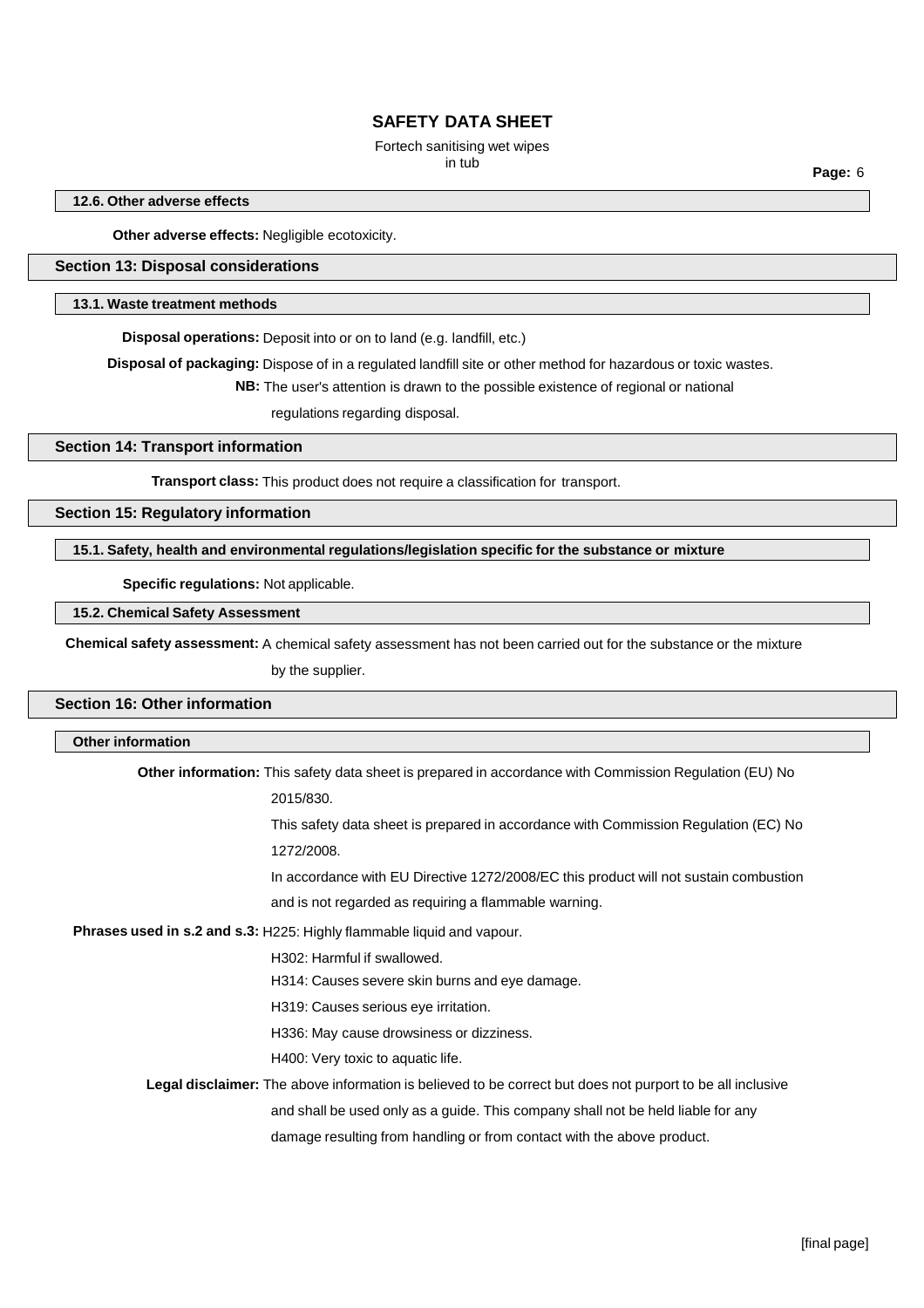#### 12.6. Other adverse effects

**Other adverse effects:** Negligible ecotoxicity.

## Section 13: Disposal considerations

#### 13.1. Waste treatment methods

**Disposal operations:** Deposit into or on to land (e.g. landfill, etc.)

**Disposal of packaging:** Dispose of in a regulated landfill site or other method for hazardous or toxic wastes.

**NB:** The user's attention is drawn to the possible existence of regional or national regulations regarding disposal.

## Section 14: Transport information

**Transport class:** This product does not require a classification for transport.

## Section 15: Regulatory information

#### 15.1. Safety, health and environmental regulations/legislation specific for the substance or mixture

**Specific regulations:** Not applicable.

#### 15.2. Chemical Safety Assessment

**Chemical safety assessment:** A chemical safety assessment has not been carried out for the substance or the mixture by the supplier.

## Section 16: Other information

#### Other information

**Other information:** This safety data sheet is prepared in accordance with Commission Regulation (EU) No 2015/830.

This safety data sheet is prepared in accordance with Commission Regulation (EC) No 1272/2008.

In accordance with EU Directive 1272/2008/EC this product will not sustain combustion and is not regarded as requiring a flammable warning.

**Phrases used in s.2 and s.3:** H225: Highly flammable liquid and vapour.

H302: Harmful if swallowed.

H314: Causes severe skin burns and eye damage.

H319: Causes serious eye irritation.

H336: May cause drowsiness or dizziness.

H400: Very toxic to aquatic life.

**Legal disclaimer:** The above information is believed to be correct but does not purport to be all inclusive and shall be used only as a guide. This company shall not be held liable for any damage resulting from handling or from contact with the above product.

[final page]